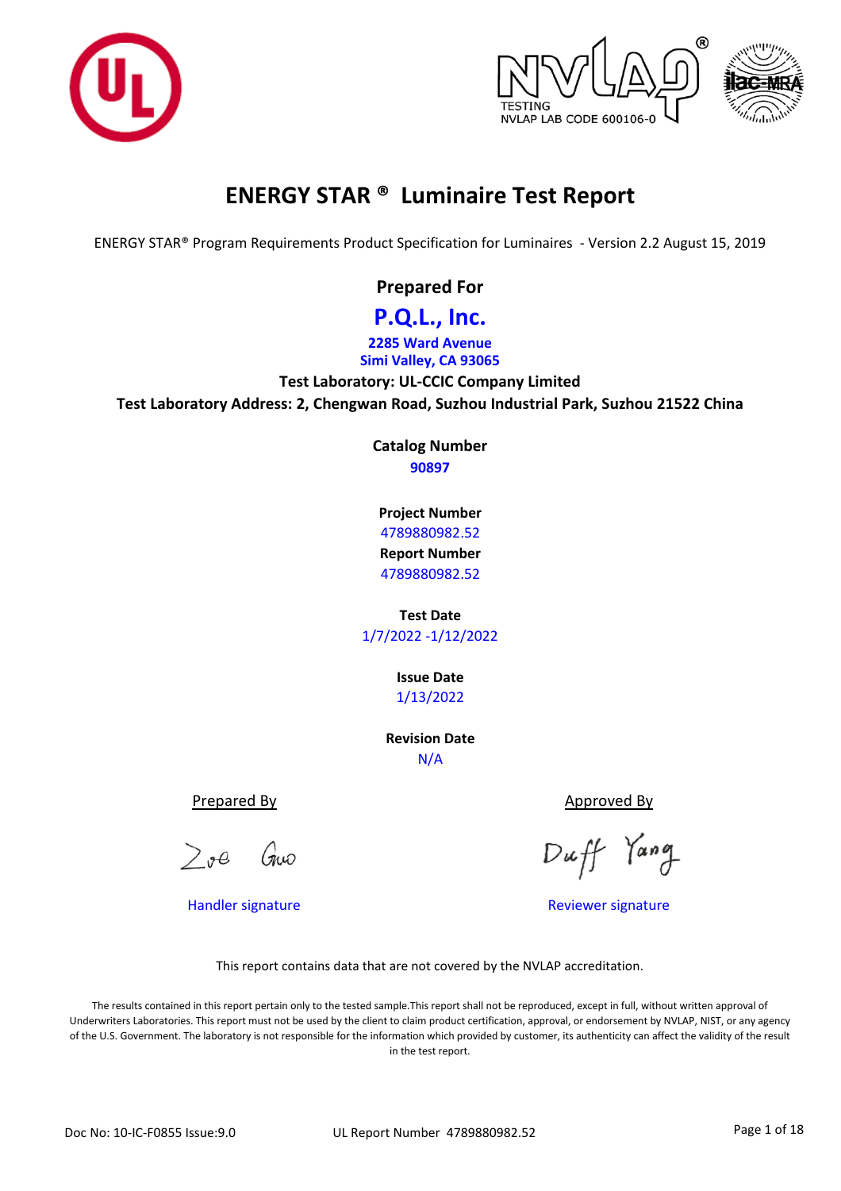# ENERGY STAR ® Luminaire Test Report

ENERGY STAR® Program Requirements Product Specification for Luminaires - Version 2.2 August 15, 2019

**Prepared For**

**P.Q.L., Inc.**

**2285 Ward Avenue**
**Simi Valley, CA 93065**

**Test Laboratory: UL-CCIC Company Limited**
**Test Laboratory Address: 2, Chengwan Road, Suzhou Industrial Park, Suzhou 21522 China**

**Catalog Number**
**90897**

**Project Number**
4789880982.52
**Report Number**
4789880982.52

**Test Date**
1/7/2022 -1/12/2022

**Issue Date**
1/13/2022

**Revision Date**
N/A

| Prepared By | Approved By |
|---|---|
| Zoe Guo | Duff Yang |
| Handler signature | Reviewer signature |

This report contains data that are not covered by the NVLAP accreditation.

The results contained in this report pertain only to the tested sample.This report shall not be reproduced, except in full, without written approval of Underwriters Laboratories. This report must not be used by the client to claim product certification, approval, or endorsement by NVLAP, NIST, or any agency of the U.S. Government. The laboratory is not responsible for the information which provided by customer, its authenticity can affect the validity of the result in the test report.

Doc No: 10-IC-F0855 Issue:9.0 UL Report Number 4789880982.52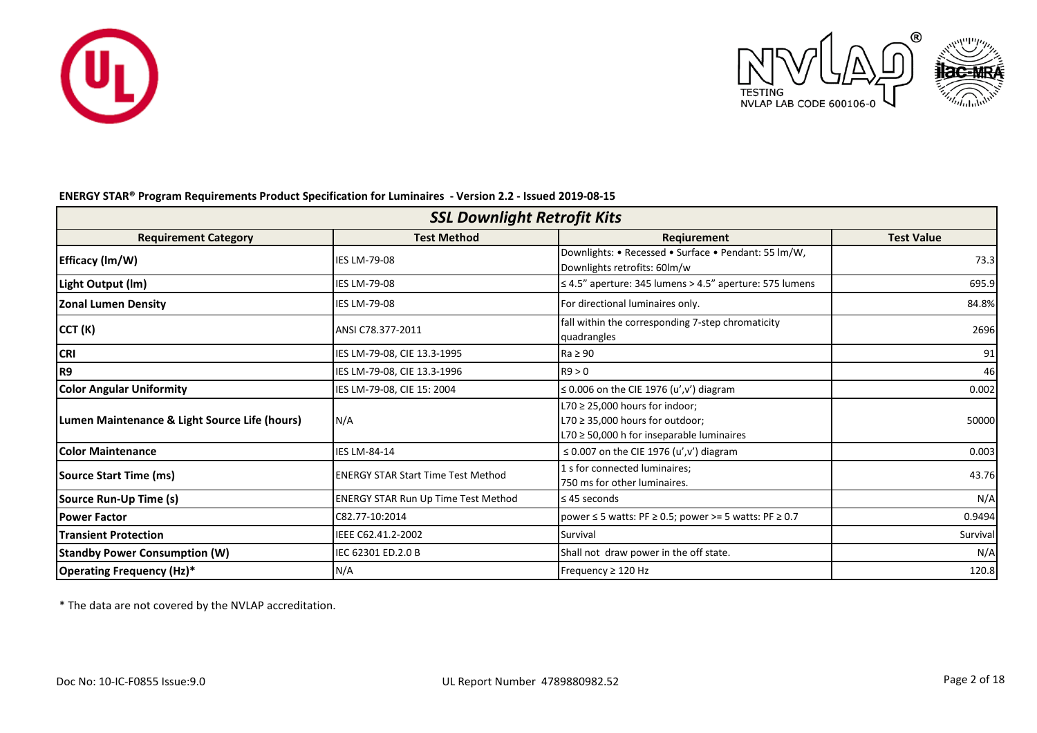**ENERGY STAR® Program Requirements Product Specification for Luminaires - Version 2.2 - Issued 2019-08-15**

| *SSL Downlight Retrofit Kits* | | | |
|---|---|---|---|
| **Requirement Category** | **Test Method** | **Reqiurement** | **Test Value** |
| **Efficacy (lm/W)** | IES LM-79-08 | Downlights: • Recessed • Surface • Pendant: 55 lm/W, Downlights retrofits: 60lm/w | 73.3 |
| **Light Output (lm)** | IES LM-79-08 | ≤ 4.5" aperture: 345 lumens > 4.5" aperture: 575 lumens | 695.9 |
| **Zonal Lumen Density** | IES LM-79-08 | For directional luminaires only. | 84.8% |
| **CCT (K)** | ANSI C78.377-2011 | fall within the corresponding 7-step chromaticity quadrangles | 2696 |
| **CRI** | IES LM-79-08, CIE 13.3-1995 | Ra ≥ 90 | 91 |
| **R9** | IES LM-79-08, CIE 13.3-1996 | R9 > 0 | 46 |
| **Color Angular Uniformity** | IES LM-79-08, CIE 15: 2004 | ≤ 0.006 on the CIE 1976 (u',v') diagram | 0.002 |
| **Lumen Maintenance & Light Source Life (hours)** | N/A | L70 ≥ 25,000 hours for indoor;<br>L70 ≥ 35,000 hours for outdoor;<br>L70 ≥ 50,000 h for inseparable luminaires | 50000 |
| **Color Maintenance** | IES LM-84-14 | ≤ 0.007 on the CIE 1976 (u',v') diagram | 0.003 |
| **Source Start Time (ms)** | ENERGY STAR Start Time Test Method | 1 s for connected luminaires;<br>750 ms for other luminaires. | 43.76 |
| **Source Run-Up Time (s)** | ENERGY STAR Run Up Time Test Method | ≤ 45 seconds | N/A |
| **Power Factor** | C82.77-10:2014 | power ≤ 5 watts: PF ≥ 0.5; power >= 5 watts: PF ≥ 0.7 | 0.9494 |
| **Transient Protection** | IEEE C62.41.2-2002 | Survival | Survival |
| **Standby Power Consumption (W)** | IEC 62301 ED.2.0 B | Shall not draw power in the off state. | N/A |
| **Operating Frequency (Hz)*** | N/A | Frequency ≥ 120 Hz | 120.8 |

* The data are not covered by the NVLAP accreditation.

Doc No: 10-IC-F0855 Issue:9.0 UL Report Number 4789880982.52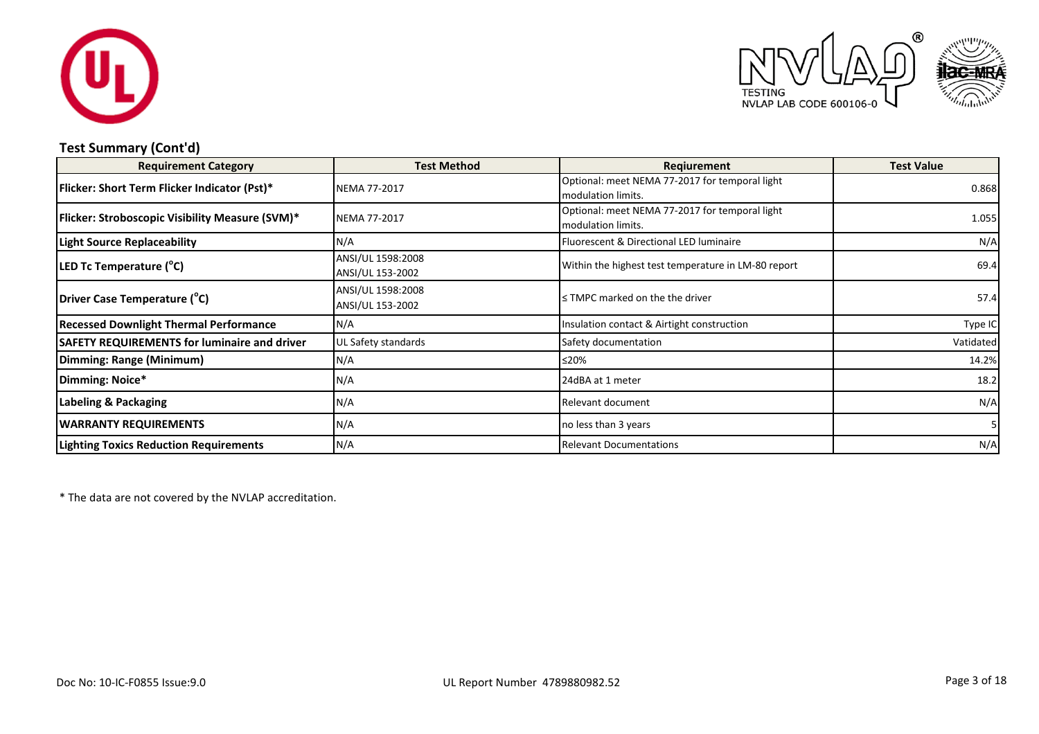**Test Summary (Cont'd)**

| Requirement Category | Test Method | Reqiurement | Test Value |
|---|---|---|---|
| **Flicker: Short Term Flicker Indicator (Pst)*** | NEMA 77-2017 | Optional: meet NEMA 77-2017 for temporal light modulation limits. | 0.868 |
| **Flicker: Stroboscopic Visibility Measure (SVM)*** | NEMA 77-2017 | Optional: meet NEMA 77-2017 for temporal light modulation limits. | 1.055 |
| **Light Source Replaceability** | N/A | Fluorescent & Directional LED luminaire | N/A |
| **LED Tc Temperature (°C)** | ANSI/UL 1598:2008 ANSI/UL 153-2002 | Within the highest test temperature in LM-80 report | 69.4 |
| **Driver Case Temperature (°C)** | ANSI/UL 1598:2008 ANSI/UL 153-2002 | ≤ TMPC marked on the the driver | 57.4 |
| **Recessed Downlight Thermal Performance** | N/A | Insulation contact & Airtight construction | Type IC |
| **SAFETY REQUIREMENTS for luminaire and driver** | UL Safety standards | Safety documentation | Vatidated |
| **Dimming: Range (Minimum)** | N/A | ≤20% | 14.2% |
| **Dimming: Noice*** | N/A | 24dBA at 1 meter | 18.2 |
| **Labeling & Packaging** | N/A | Relevant document | N/A |
| **WARRANTY REQUIREMENTS** | N/A | no less than 3 years | 5 |
| **Lighting Toxics Reduction Requirements** | N/A | Relevant Documentations | N/A |

* The data are not covered by the NVLAP accreditation.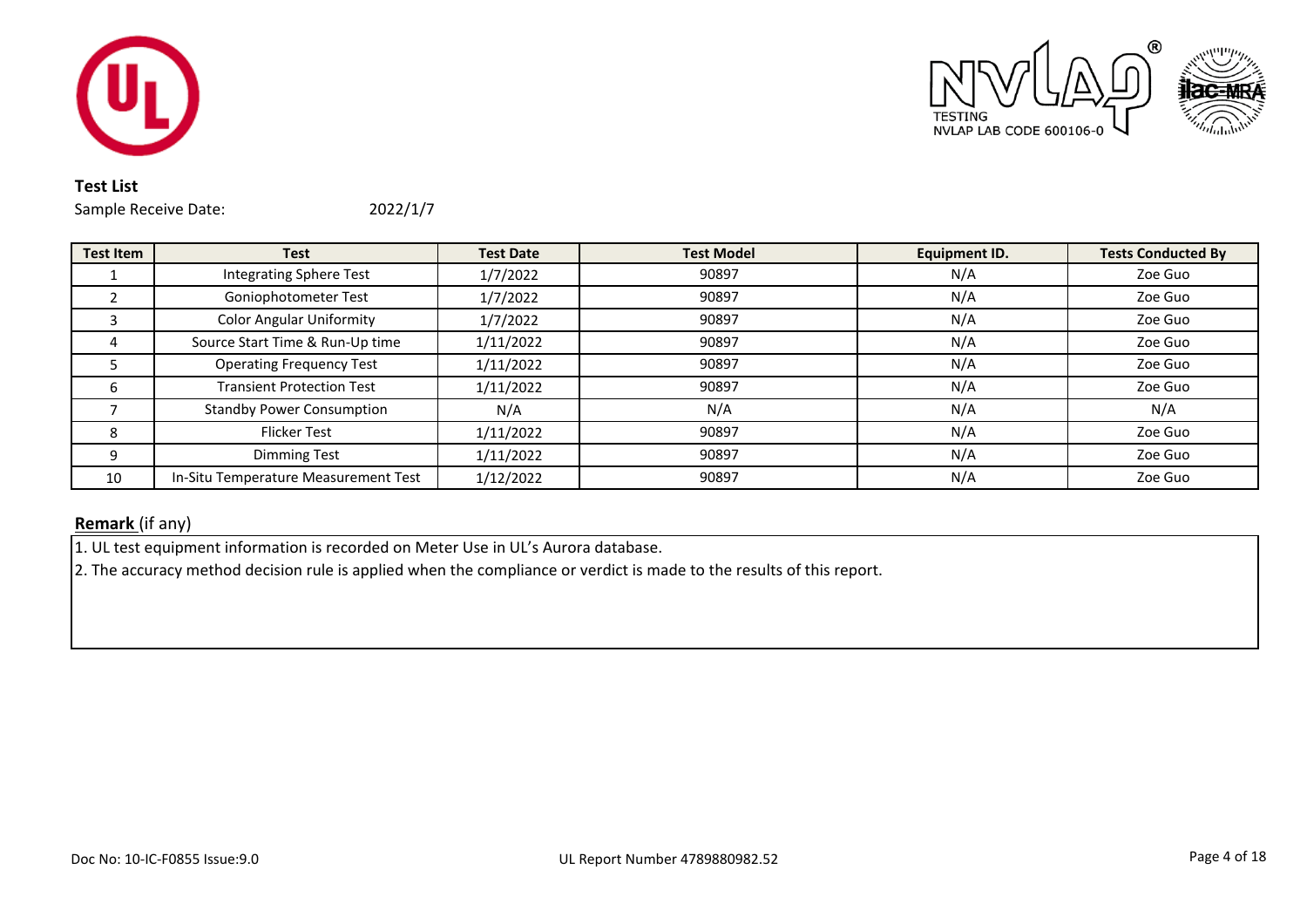**Test List**

Sample Receive Date: 2022/1/7

| Test Item | Test | Test Date | Test Model | Equipment ID. | Tests Conducted By |
|---|---|---|---|---|---|
| 1 | Integrating Sphere Test | 1/7/2022 | 90897 | N/A | Zoe Guo |
| 2 | Goniophotometer Test | 1/7/2022 | 90897 | N/A | Zoe Guo |
| 3 | Color Angular Uniformity | 1/7/2022 | 90897 | N/A | Zoe Guo |
| 4 | Source Start Time & Run-Up time | 1/11/2022 | 90897 | N/A | Zoe Guo |
| 5 | Operating Frequency Test | 1/11/2022 | 90897 | N/A | Zoe Guo |
| 6 | Transient Protection Test | 1/11/2022 | 90897 | N/A | Zoe Guo |
| 7 | Standby Power Consumption | N/A | N/A | N/A | N/A |
| 8 | Flicker Test | 1/11/2022 | 90897 | N/A | Zoe Guo |
| 9 | Dimming Test | 1/11/2022 | 90897 | N/A | Zoe Guo |
| 10 | In-Situ Temperature Measurement Test | 1/12/2022 | 90897 | N/A | Zoe Guo |

**Remark** (if any)

1. UL test equipment information is recorded on Meter Use in UL's Aurora database.
2. The accuracy method decision rule is applied when the compliance or verdict is made to the results of this report.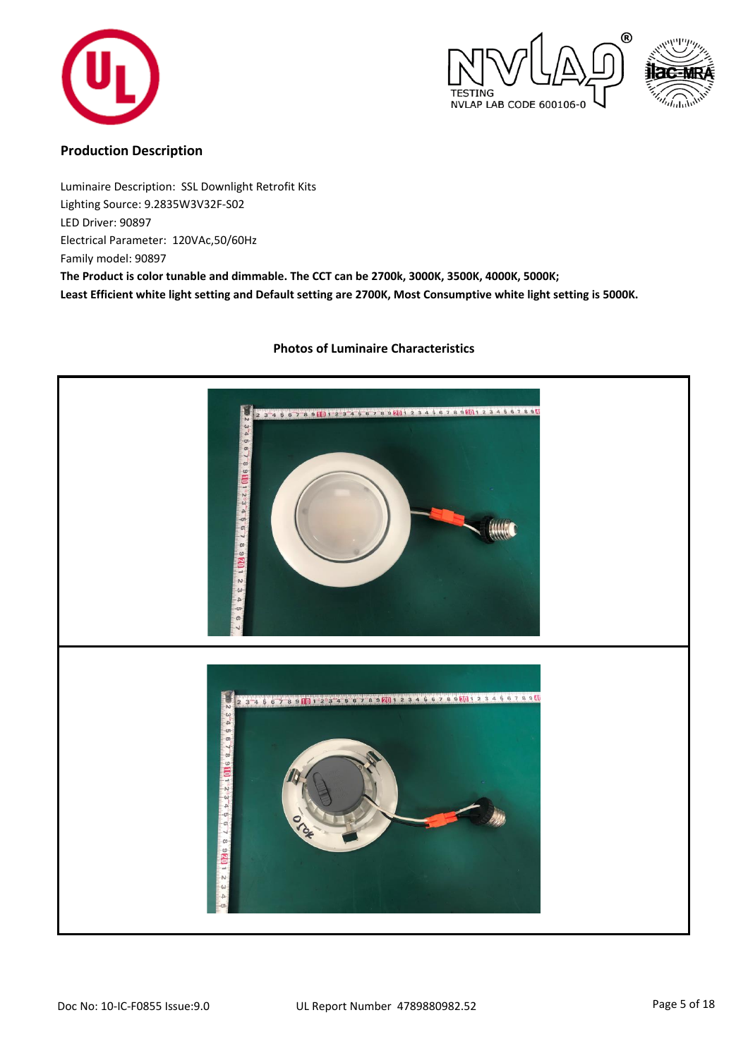## Production Description

Luminaire Description: SSL Downlight Retrofit Kits
Lighting Source: 9.2835W3V32F-S02
LED Driver: 90897
Electrical Parameter: 120VAc,50/60Hz
Family model: 90897
**The Product is color tunable and dimmable. The CCT can be 2700k, 3000K, 3500K, 4000K, 5000K;**
**Least Efficient white light setting and Default setting are 2700K, Most Consumptive white light setting is 5000K.**

**Photos of Luminaire Characteristics**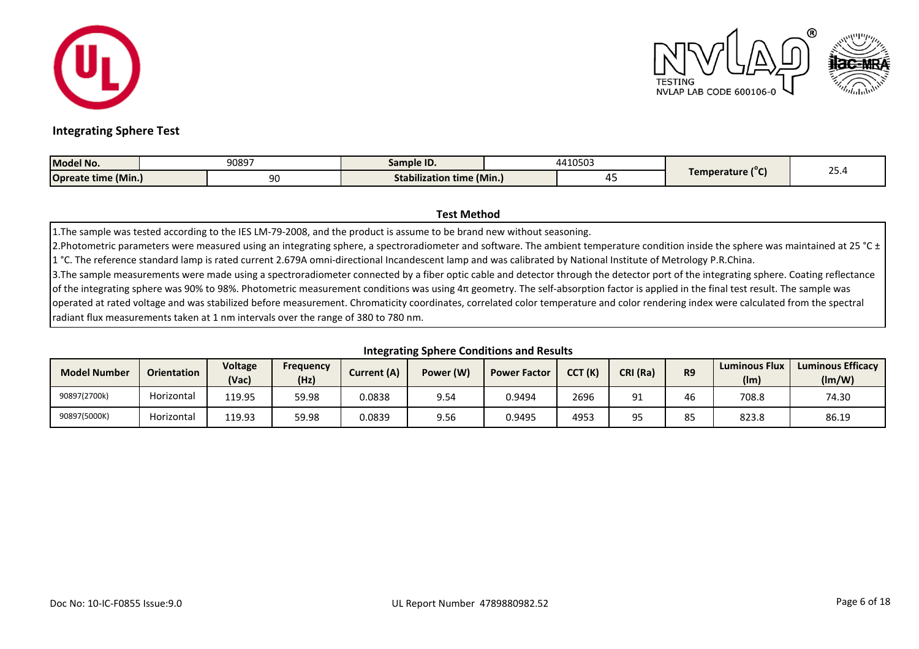## Integrating Sphere Test

| Model No. | 90897 | Sample ID. | 4410503 | Temperature (°C) | 25.4 |
|---|---|---|---|---|---|
| Opreate time (Min.) | 90 | Stabilization time (Min.) | 45 | | |

### Test Method

1.The sample was tested according to the IES LM-79-2008, and the product is assume to be brand new without seasoning.

2.Photometric parameters were measured using an integrating sphere, a spectroradiometer and software. The ambient temperature condition inside the sphere was maintained at 25 °C ± 1 °C. The reference standard lamp is rated current 2.679A omni-directional Incandescent lamp and was calibrated by National Institute of Metrology P.R.China.

3.The sample measurements were made using a spectroradiometer connected by a fiber optic cable and detector through the detector port of the integrating sphere. Coating reflectance of the integrating sphere was 90% to 98%. Photometric measurement conditions was using 4π geometry. The self-absorption factor is applied in the final test result. The sample was operated at rated voltage and was stabilized before measurement. Chromaticity coordinates, correlated color temperature and color rendering index were calculated from the spectral radiant flux measurements taken at 1 nm intervals over the range of 380 to 780 nm.

### Integrating Sphere Conditions and Results

| Model Number | Orientation | Voltage (Vac) | Frequency (Hz) | Current (A) | Power (W) | Power Factor | CCT (K) | CRI (Ra) | R9 | Luminous Flux (lm) | Luminous Efficacy (lm/W) |
|---|---|---|---|---|---|---|---|---|---|---|---|
| 90897(2700k) | Horizontal | 119.95 | 59.98 | 0.0838 | 9.54 | 0.9494 | 2696 | 91 | 46 | 708.8 | 74.30 |
| 90897(5000K) | Horizontal | 119.93 | 59.98 | 0.0839 | 9.56 | 0.9495 | 4953 | 95 | 85 | 823.8 | 86.19 |

Doc No: 10-IC-F0855 Issue:9.0 UL Report Number 4789880982.52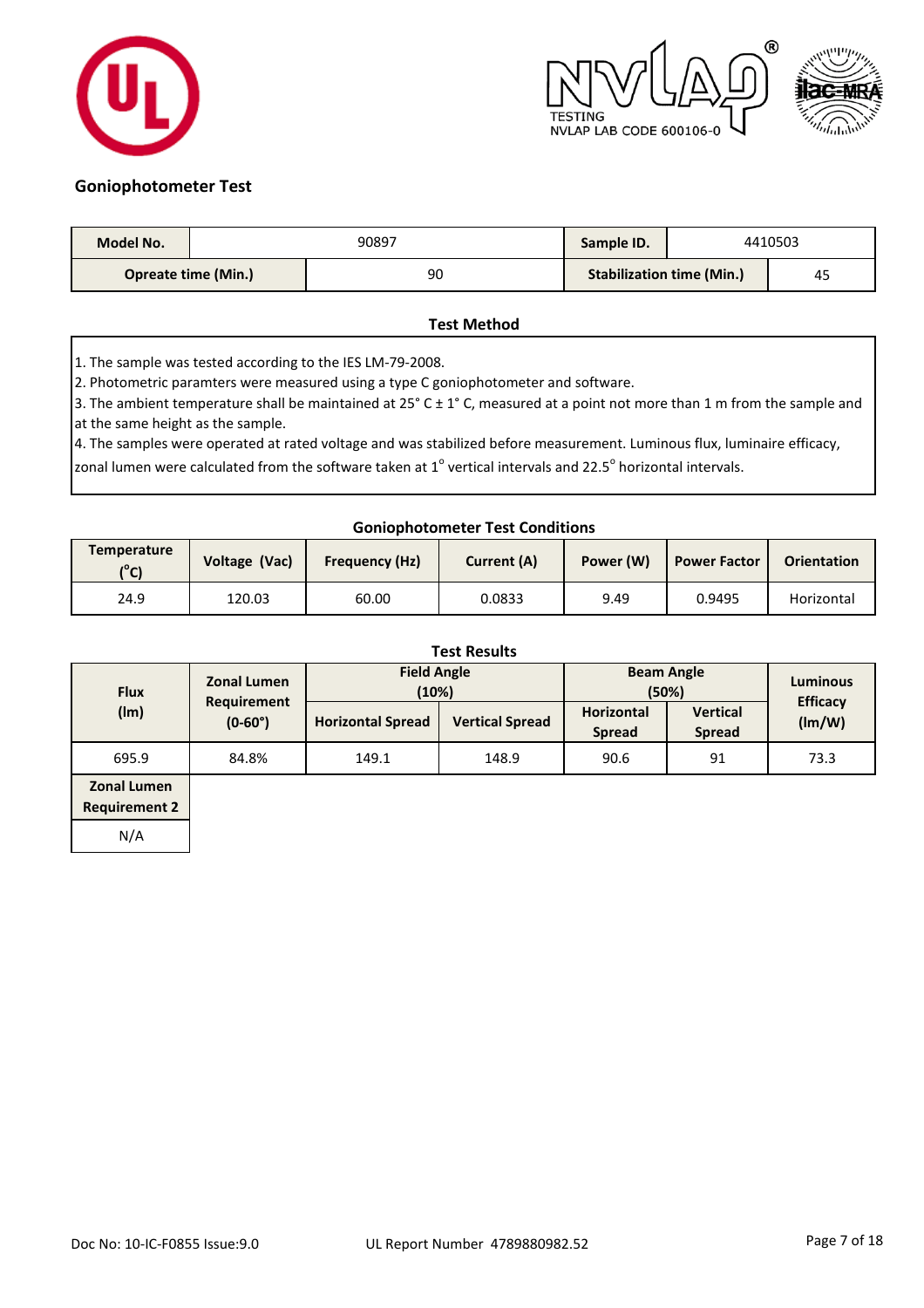## Goniophotometer Test

| Model No. | 90897 | Sample ID. | 4410503 |
|---|---|---|---|
| Opreate time (Min.) | 90 | Stabilization time (Min.) | 45 |

### Test Method

1. The sample was tested according to the IES LM-79-2008.
2. Photometric paramters were measured using a type C goniophotometer and software.
3. The ambient temperature shall be maintained at 25° C ± 1° C, measured at a point not more than 1 m from the sample and at the same height as the sample.
4. The samples were operated at rated voltage and was stabilized before measurement. Luminous flux, luminaire efficacy, zonal lumen were calculated from the software taken at 1° vertical intervals and 22.5° horizontal intervals.

### Goniophotometer Test Conditions

| Temperature (°C) | Voltage (Vac) | Frequency (Hz) | Current (A) | Power (W) | Power Factor | Orientation |
|---|---|---|---|---|---|---|
| 24.9 | 120.03 | 60.00 | 0.0833 | 9.49 | 0.9495 | Horizontal |

### Test Results

| Flux (lm) | Zonal Lumen Requirement (0-60°) | Field Angle (10%) | | Beam Angle (50%) | | Luminous Efficacy (lm/W) |
|---|---|---|---|---|---|---|
| | | Horizontal Spread | Vertical Spread | Horizontal Spread | Vertical Spread | |
| 695.9 | 84.8% | 149.1 | 148.9 | 90.6 | 91 | 73.3 |

| Zonal Lumen Requirement 2 |
|---|
| N/A |

Doc No: 10-IC-F0855 Issue:9.0

UL Report Number 4789880982.52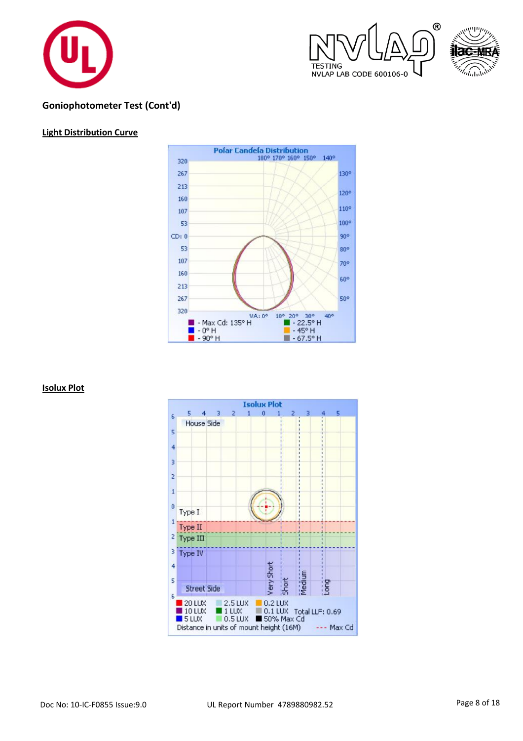## Goniophotometer Test (Cont'd)

**Light Distribution Curve**

Polar Candela Distribution

180° 170° 160° 150° 140°

320
267
213
160
107
53
CD: 0
53
107
160
213
267
320

130°
120°
110°
100°
90°
80°
70°
60°
50°

VA: 0° 10° 20° 30° 40°

- Max Cd: 135° H
- 0° H
- 90° H
- 22.5° H
- 45° H
- 67.5° H

**Isolux Plot**

Isolux Plot

5 4 3 2 1 0 1 2 3 4 5

6 5 4 3 2 1 0 1 2 3 4 5 6

House Side

Type I
Type II
Type III
Type IV

Street Side

Very Short
Short
Medium
Long

20 LUX
10 LUX
5 LUX
2.5 LUX
1 LUX
0.5 LUX
0.2 LUX
0.1 LUX
50% Max Cd
Total LLF: 0.69

Distance in units of mount height (16M)

--- Max Cd

Doc No: 10-IC-F0855 Issue:9.0

UL Report Number 4789880982.52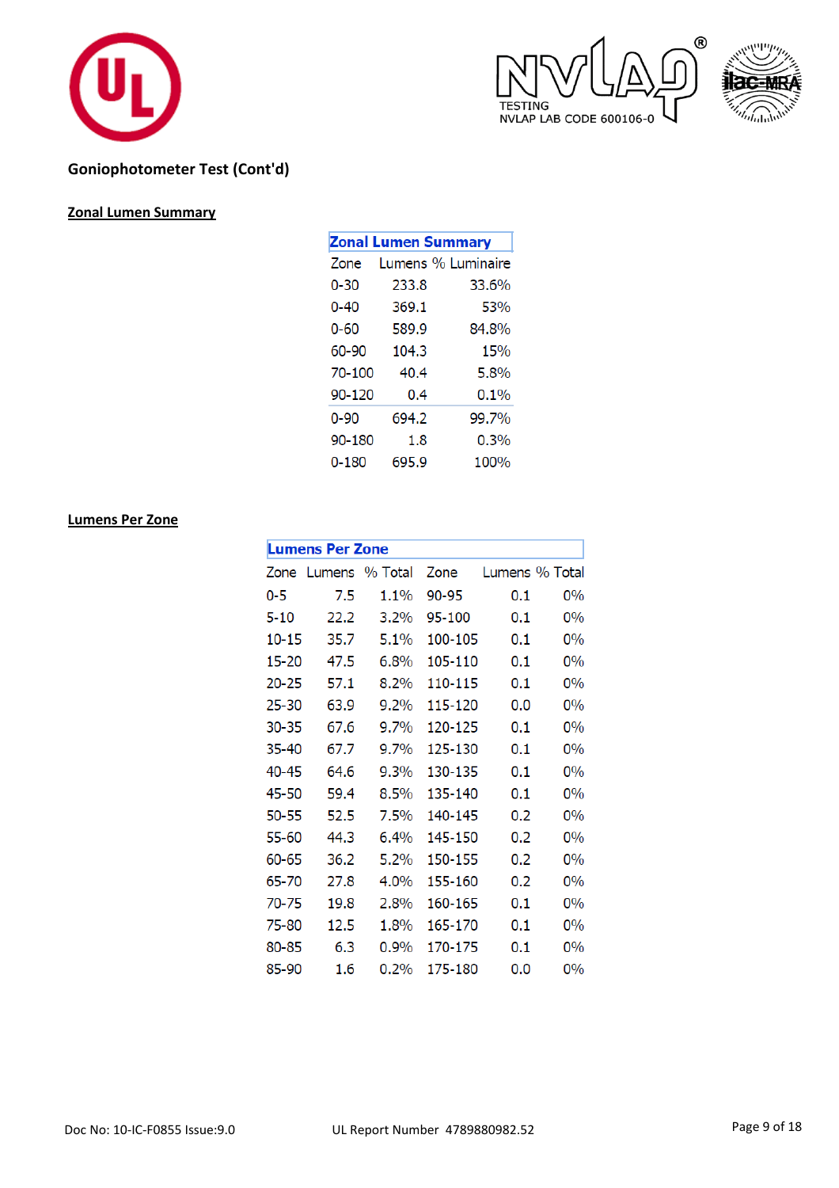TESTING
NVLAP LAB CODE 600106-0

## Goniophotometer Test (Cont'd)

### Zonal Lumen Summary

| Zonal Lumen Summary | | |
|---|---|---|
| Zone | Lumens | % Luminaire |
| 0-30 | 233.8 | 33.6% |
| 0-40 | 369.1 | 53% |
| 0-60 | 589.9 | 84.8% |
| 60-90 | 104.3 | 15% |
| 70-100 | 40.4 | 5.8% |
| 90-120 | 0.4 | 0.1% |
| 0-90 | 694.2 | 99.7% |
| 90-180 | 1.8 | 0.3% |
| 0-180 | 695.9 | 100% |

### Lumens Per Zone

| Lumens Per Zone | | | | | |
|---|---|---|---|---|---|
| Zone | Lumens | % Total | Zone | Lumens | % Total |
| 0-5 | 7.5 | 1.1% | 90-95 | 0.1 | 0% |
| 5-10 | 22.2 | 3.2% | 95-100 | 0.1 | 0% |
| 10-15 | 35.7 | 5.1% | 100-105 | 0.1 | 0% |
| 15-20 | 47.5 | 6.8% | 105-110 | 0.1 | 0% |
| 20-25 | 57.1 | 8.2% | 110-115 | 0.1 | 0% |
| 25-30 | 63.9 | 9.2% | 115-120 | 0.0 | 0% |
| 30-35 | 67.6 | 9.7% | 120-125 | 0.1 | 0% |
| 35-40 | 67.7 | 9.7% | 125-130 | 0.1 | 0% |
| 40-45 | 64.6 | 9.3% | 130-135 | 0.1 | 0% |
| 45-50 | 59.4 | 8.5% | 135-140 | 0.1 | 0% |
| 50-55 | 52.5 | 7.5% | 140-145 | 0.2 | 0% |
| 55-60 | 44.3 | 6.4% | 145-150 | 0.2 | 0% |
| 60-65 | 36.2 | 5.2% | 150-155 | 0.2 | 0% |
| 65-70 | 27.8 | 4.0% | 155-160 | 0.2 | 0% |
| 70-75 | 19.8 | 2.8% | 160-165 | 0.1 | 0% |
| 75-80 | 12.5 | 1.8% | 165-170 | 0.1 | 0% |
| 80-85 | 6.3 | 0.9% | 170-175 | 0.1 | 0% |
| 85-90 | 1.6 | 0.2% | 175-180 | 0.0 | 0% |

Doc No: 10-IC-F0855 Issue:9.0 UL Report Number 4789880982.52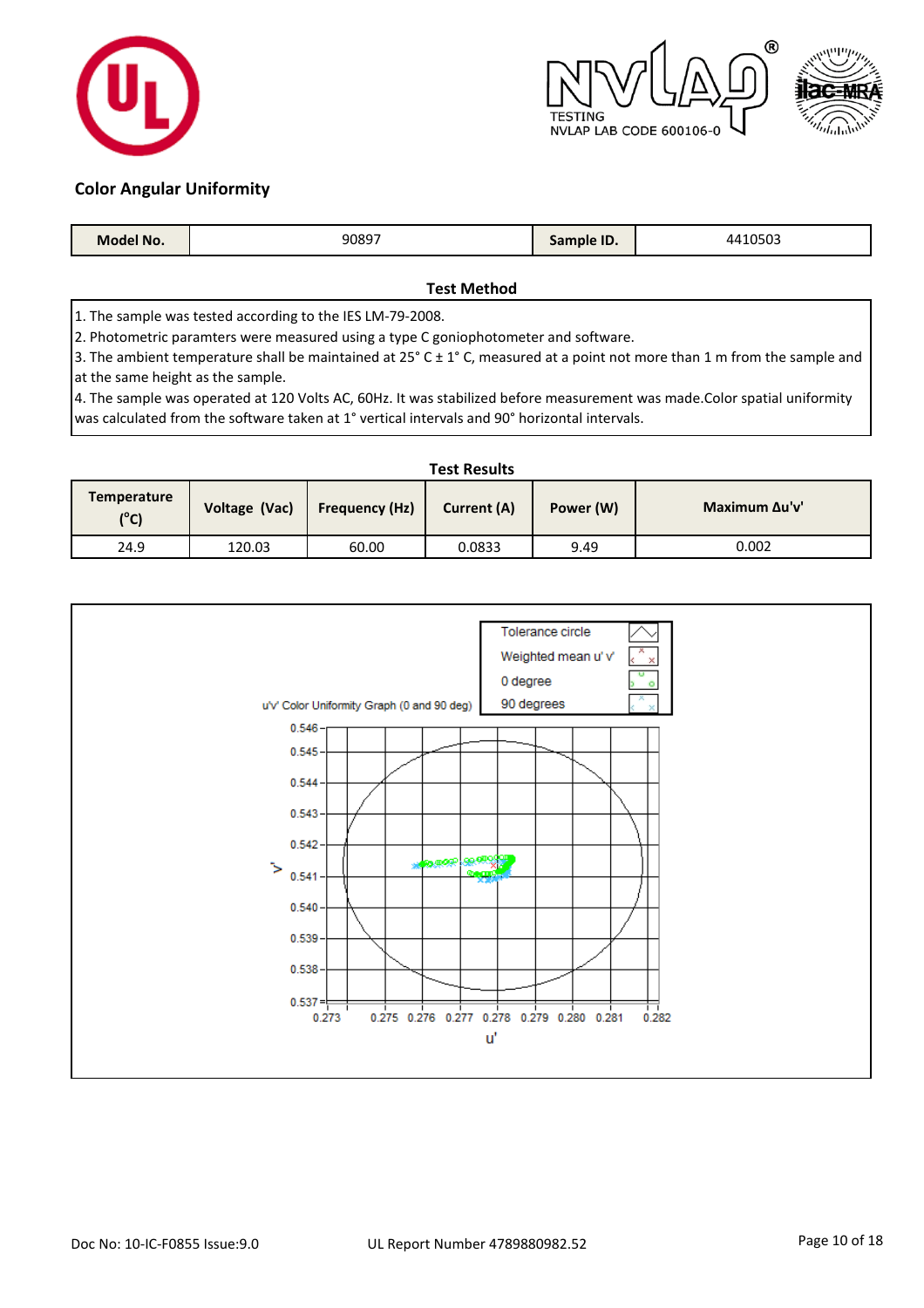## Color Angular Uniformity

| Model No. | 90897 | Sample ID. | 4410503 |
|---|---|---|---|

### Test Method

1. The sample was tested according to the IES LM-79-2008.
2. Photometric paramters were measured using a type C goniophotometer and software.
3. The ambient temperature shall be maintained at 25° C ± 1° C, measured at a point not more than 1 m from the sample and at the same height as the sample.
4. The sample was operated at 120 Volts AC, 60Hz. It was stabilized before measurement was made.Color spatial uniformity was calculated from the software taken at 1° vertical intervals and 90° horizontal intervals.

### Test Results

| Temperature (°C) | Voltage (Vac) | Frequency (Hz) | Current (A) | Power (W) | Maximum Δu'v' |
|---|---|---|---|---|---|
| 24.9 | 120.03 | 60.00 | 0.0833 | 9.49 | 0.002 |

u'v' Color Uniformity Graph (0 and 90 deg)

Legend: Tolerance circle; Weighted mean u' v'; 0 degree; 90 degrees

v' axis: 0.537, 0.538, 0.539, 0.540, 0.541, 0.542, 0.543, 0.544, 0.545, 0.546

u' axis: 0.273, 0.275, 0.276, 0.277, 0.278, 0.279, 0.280, 0.281, 0.282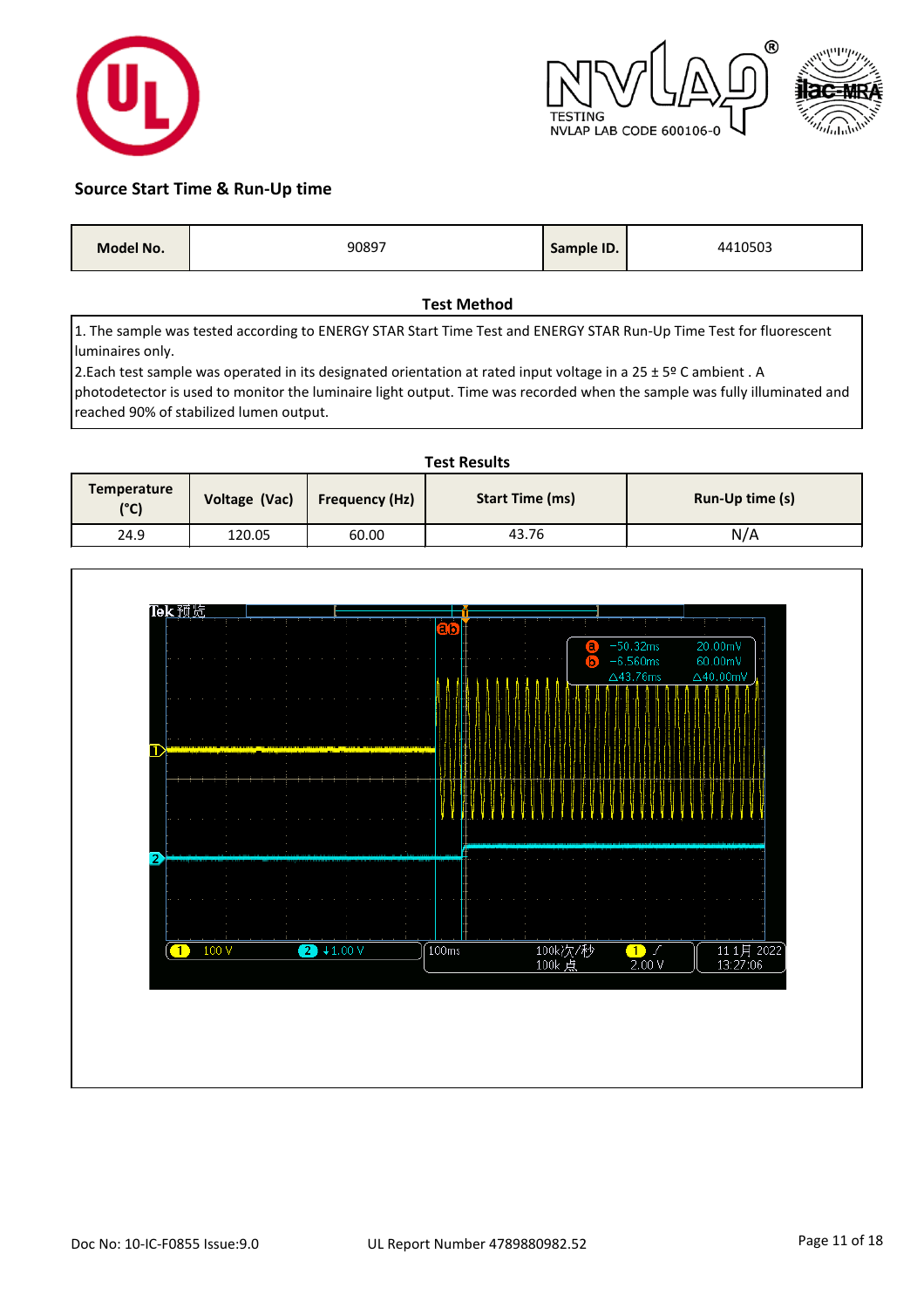## Source Start Time & Run-Up time

| Model No. | 90897 | Sample ID. | 4410503 |
|---|---|---|---|

### Test Method

1. The sample was tested according to ENERGY STAR Start Time Test and ENERGY STAR Run-Up Time Test for fluorescent luminaires only.
2. Each test sample was operated in its designated orientation at rated input voltage in a 25 ± 5º C ambient . A photodetector is used to monitor the luminaire light output. Time was recorded when the sample was fully illuminated and reached 90% of stabilized lumen output.

### Test Results

| Temperature (°C) | Voltage (Vac) | Frequency (Hz) | Start Time (ms) | Run-Up time (s) |
|---|---|---|---|---|
| 24.9 | 120.05 | 60.00 | 43.76 | N/A |

Tek 预览

a −50.32ms 20.00mV
b −6.560ms 60.00mV
△43.76ms △40.00mV

1 100 V
2 ↓1.00 V
100ms
100k次/秒
100k 点
1 ⨍ 2.00 V
11 1月 2022
13:27:06

Doc No: 10-IC-F0855 Issue:9.0

UL Report Number 4789880982.52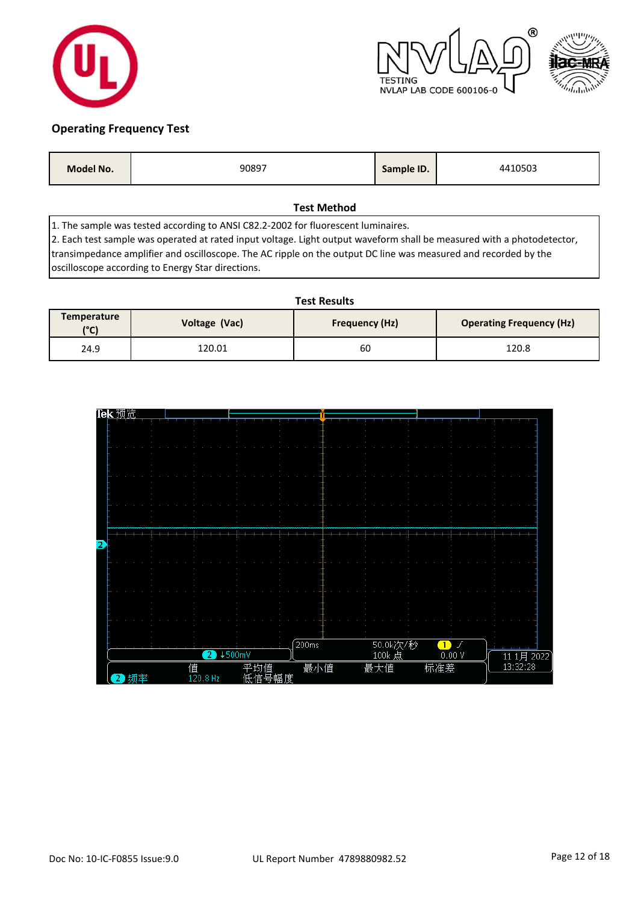## Operating Frequency Test

| Model No. | 90897 | Sample ID. | 4410503 |
|---|---|---|---|

**Test Method**

1. The sample was tested according to ANSI C82.2-2002 for fluorescent luminaires.
2. Each test sample was operated at rated input voltage. Light output waveform shall be measured with a photodetector, transimpedance amplifier and oscilloscope. The AC ripple on the output DC line was measured and recorded by the oscilloscope according to Energy Star directions.

**Test Results**

| Temperature (°C) | Voltage (Vac) | Frequency (Hz) | Operating Frequency (Hz) |
|---|---|---|---|
| 24.9 | 120.01 | 60 | 120.8 |

Tek 预览

2

2 ↓500mV

200ms

50.0k次/秒
100k 点

1 ⁄
0.00 V

11 1月 2022
13:32:28

2 频率

值
120.8 Hz

平均值
低信号幅度

最小值

最大值

标准差

Doc No: 10-IC-F0855 Issue:9.0

UL Report Number 4789880982.52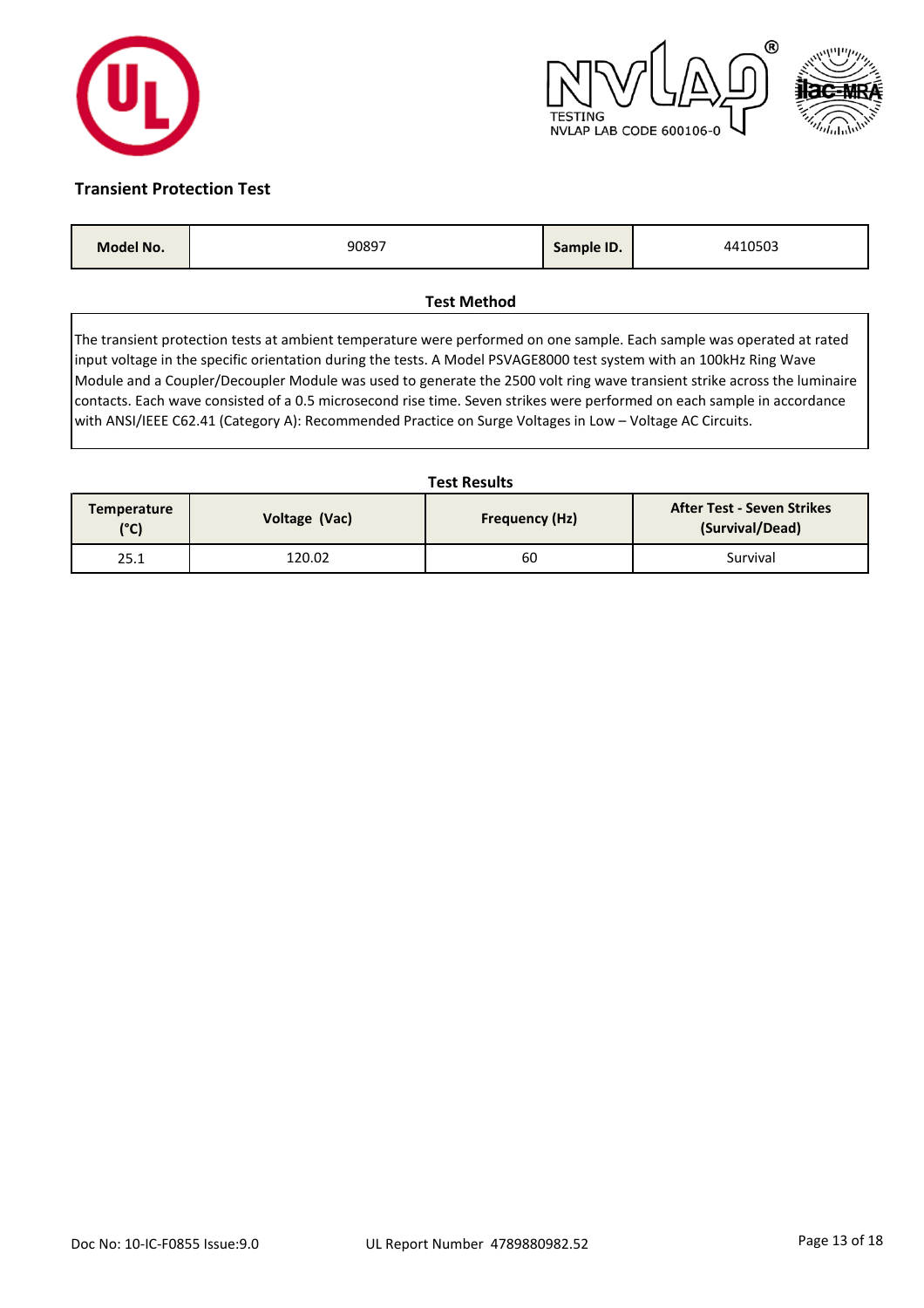## Transient Protection Test

| Model No. | 90897 | Sample ID. | 4410503 |
|---|---|---|---|

### Test Method

The transient protection tests at ambient temperature were performed on one sample. Each sample was operated at rated input voltage in the specific orientation during the tests. A Model PSVAGE8000 test system with an 100kHz Ring Wave Module and a Coupler/Decoupler Module was used to generate the 2500 volt ring wave transient strike across the luminaire contacts. Each wave consisted of a 0.5 microsecond rise time. Seven strikes were performed on each sample in accordance with ANSI/IEEE C62.41 (Category A): Recommended Practice on Surge Voltages in Low – Voltage AC Circuits.

### Test Results

| Temperature (°C) | Voltage (Vac) | Frequency (Hz) | After Test - Seven Strikes (Survival/Dead) |
|---|---|---|---|
| 25.1 | 120.02 | 60 | Survival |

Doc No: 10-IC-F0855 Issue:9.0 UL Report Number 4789880982.52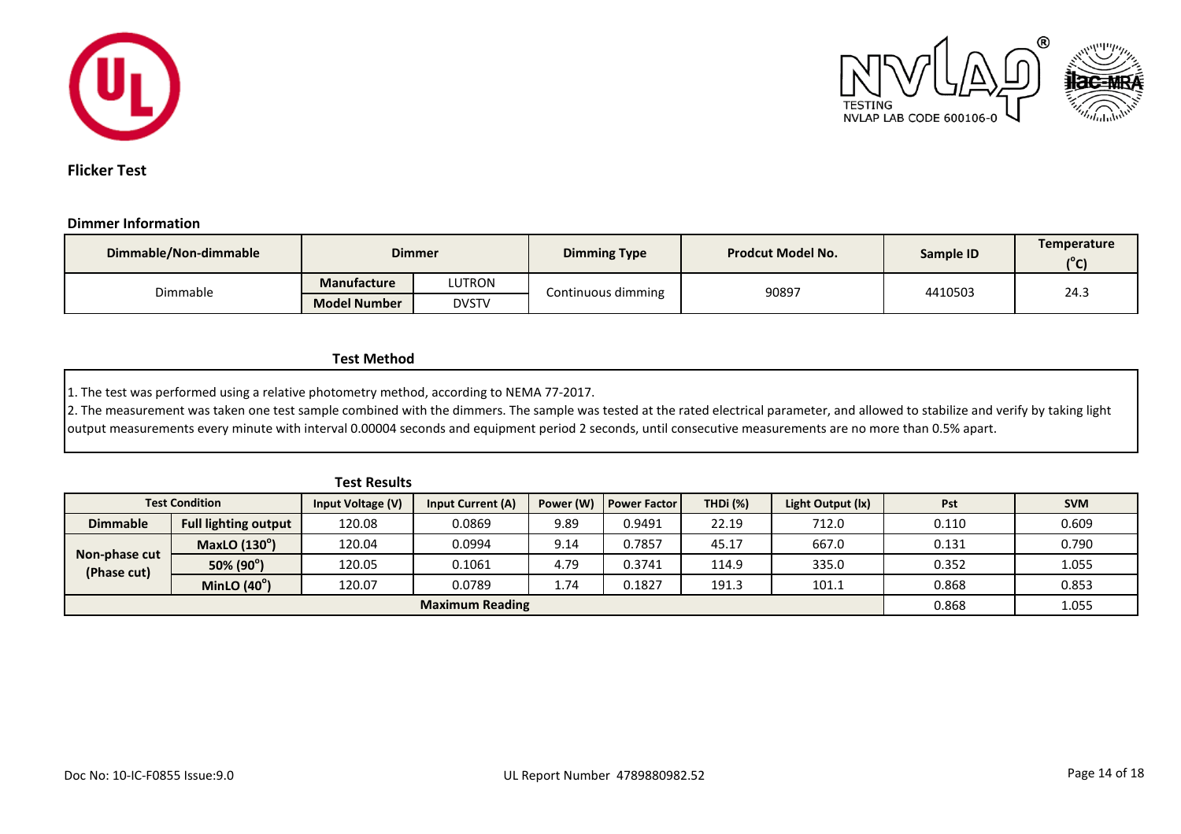## Flicker Test

### Dimmer Information

| Dimmable/Non-dimmable | Dimmer | | Dimming Type | Prodcut Model No. | Sample ID | Temperature (°C) |
|---|---|---|---|---|---|---|
| Dimmable | **Manufacture** | LUTRON | Continuous dimming | 90897 | 4410503 | 24.3 |
| | **Model Number** | DVSTV | | | | |

### Test Method

1. The test was performed using a relative photometry method, according to NEMA 77-2017.
2. The measurement was taken one test sample combined with the dimmers. The sample was tested at the rated electrical parameter, and allowed to stabilize and verify by taking light output measurements every minute with interval 0.00004 seconds and equipment period 2 seconds, until consecutive measurements are no more than 0.5% apart.

### Test Results

| Test Condition | | Input Voltage (V) | Input Current (A) | Power (W) | Power Factor | THDi (%) | Light Output (lx) | Pst | SVM |
|---|---|---|---|---|---|---|---|---|---|
| **Dimmable** | **Full lighting output** | 120.08 | 0.0869 | 9.89 | 0.9491 | 22.19 | 712.0 | 0.110 | 0.609 |
| **Non-phase cut (Phase cut)** | **MaxLO (130°)** | 120.04 | 0.0994 | 9.14 | 0.7857 | 45.17 | 667.0 | 0.131 | 0.790 |
| | **50% (90°)** | 120.05 | 0.1061 | 4.79 | 0.3741 | 114.9 | 335.0 | 0.352 | 1.055 |
| | **MinLO (40°)** | 120.07 | 0.0789 | 1.74 | 0.1827 | 191.3 | 101.1 | 0.868 | 0.853 |
| **Maximum Reading** | | | | | | | | 0.868 | 1.055 |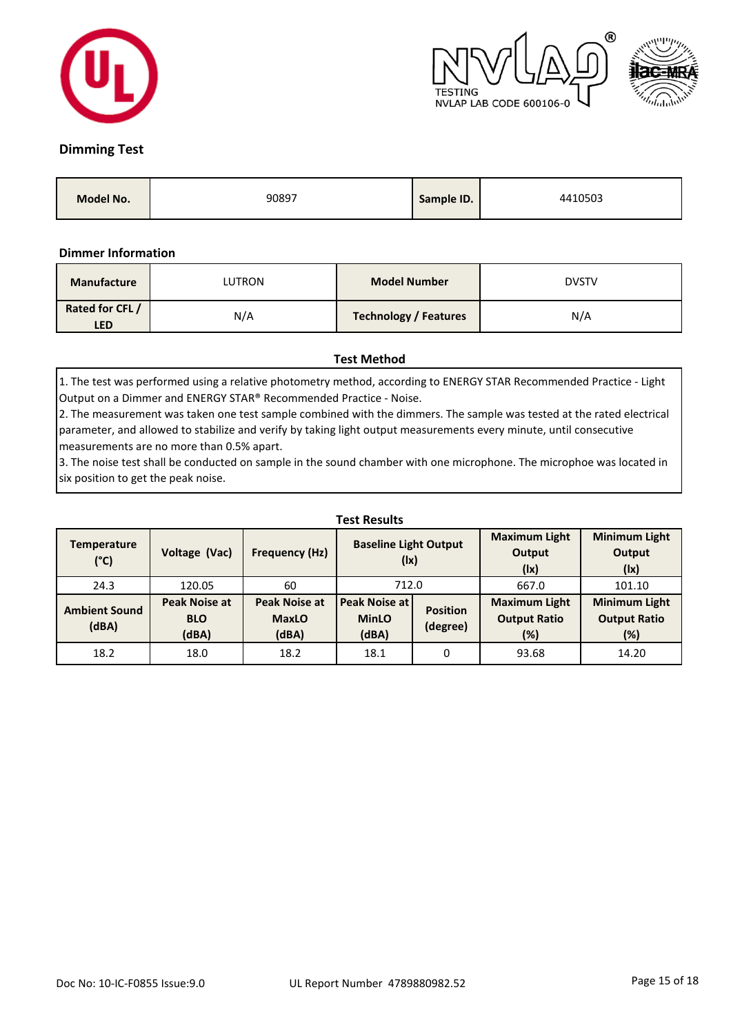TESTING
NVLAP LAB CODE 600106-0

## Dimming Test

| Model No. | 90897 | Sample ID. | 4410503 |
|---|---|---|---|

### Dimmer Information

| Manufacture | LUTRON | Model Number | DVSTV |
|---|---|---|---|
| Rated for CFL / LED | N/A | Technology / Features | N/A |

### Test Method

1. The test was performed using a relative photometry method, according to ENERGY STAR Recommended Practice - Light Output on a Dimmer and ENERGY STAR® Recommended Practice - Noise.
2. The measurement was taken one test sample combined with the dimmers. The sample was tested at the rated electrical parameter, and allowed to stabilize and verify by taking light output measurements every minute, until consecutive measurements are no more than 0.5% apart.
3. The noise test shall be conducted on sample in the sound chamber with one microphone. The microphoe was located in six position to get the peak noise.

### Test Results

| Temperature (°C) | Voltage (Vac) | Frequency (Hz) | Baseline Light Output (lx) | | Maximum Light Output (lx) | Minimum Light Output (lx) |
|---|---|---|---|---|---|---|
| 24.3 | 120.05 | 60 | 712.0 | | 667.0 | 101.10 |
| **Ambient Sound (dBA)** | **Peak Noise at BLO (dBA)** | **Peak Noise at MaxLO (dBA)** | **Peak Noise at MinLO (dBA)** | **Position (degree)** | **Maximum Light Output Ratio (%)** | **Minimum Light Output Ratio (%)** |
| 18.2 | 18.0 | 18.2 | 18.1 | 0 | 93.68 | 14.20 |

Doc No: 10-IC-F0855 Issue:9.0 UL Report Number 4789880982.52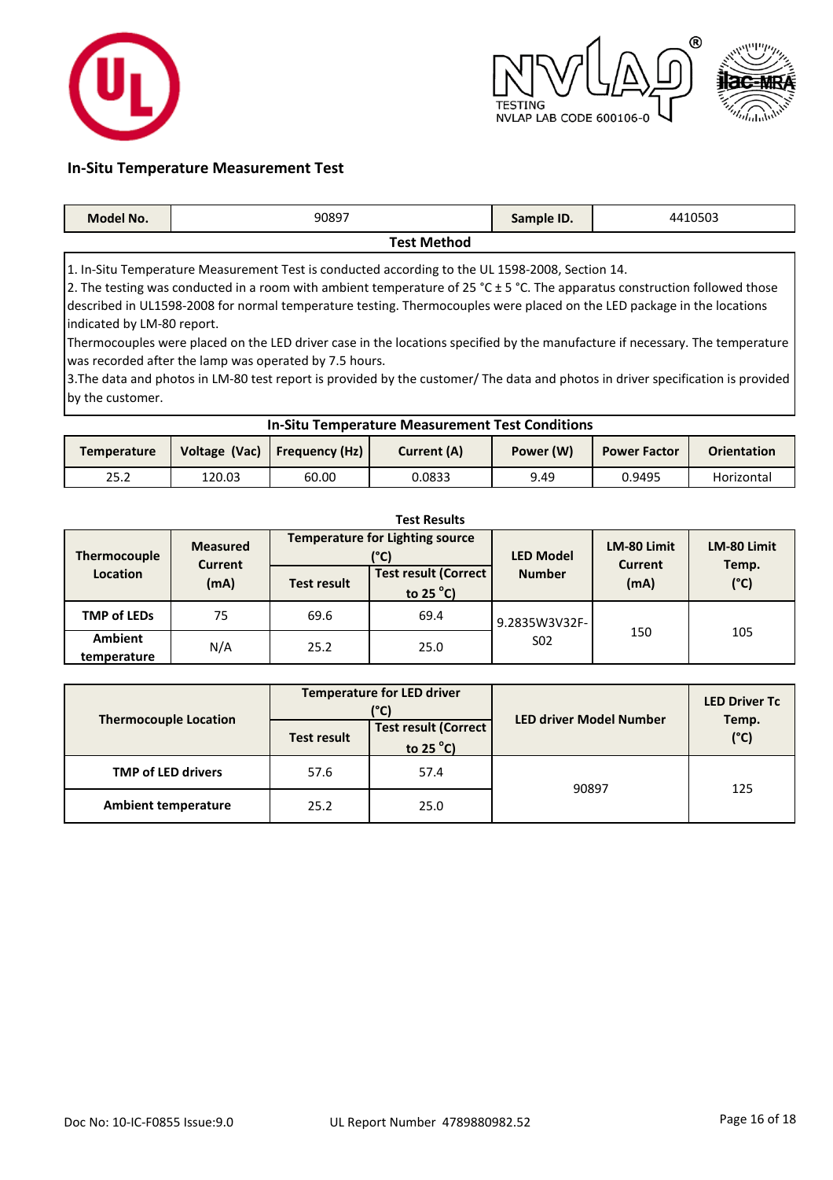## In-Situ Temperature Measurement Test

| Model No. | 90897 | Sample ID. | 4410503 |
|---|---|---|---|

**Test Method**

1. In-Situ Temperature Measurement Test is conducted according to the UL 1598-2008, Section 14.
2. The testing was conducted in a room with ambient temperature of 25 °C ± 5 °C. The apparatus construction followed those described in UL1598-2008 for normal temperature testing. Thermocouples were placed on the LED package in the locations indicated by LM-80 report.
Thermocouples were placed on the LED driver case in the locations specified by the manufacture if necessary. The temperature was recorded after the lamp was operated by 7.5 hours.
3.The data and photos in LM-80 test report is provided by the customer/ The data and photos in driver specification is provided by the customer.

**In-Situ Temperature Measurement Test Conditions**

| Temperature | Voltage (Vac) | Frequency (Hz) | Current (A) | Power (W) | Power Factor | Orientation |
|---|---|---|---|---|---|---|
| 25.2 | 120.03 | 60.00 | 0.0833 | 9.49 | 0.9495 | Horizontal |

**Test Results**

| Thermocouple Location | Measured Current (mA) | Temperature for Lighting source (°C) | | LED Model Number | LM-80 Limit Current (mA) | LM-80 Limit Temp. (°C) |
|---|---|---|---|---|---|---|
| | | Test result | Test result (Correct to 25 °C) | | | |
| TMP of LEDs | 75 | 69.6 | 69.4 | 9.2835W3V32F-S02 | 150 | 105 |
| Ambient temperature | N/A | 25.2 | 25.0 | | | |

| Thermocouple Location | Temperature for LED driver (°C) | | LED driver Model Number | LED Driver Tc Temp. (°C) |
|---|---|---|---|---|
| | Test result | Test result (Correct to 25 °C) | | |
| TMP of LED drivers | 57.6 | 57.4 | 90897 | 125 |
| Ambient temperature | 25.2 | 25.0 | | |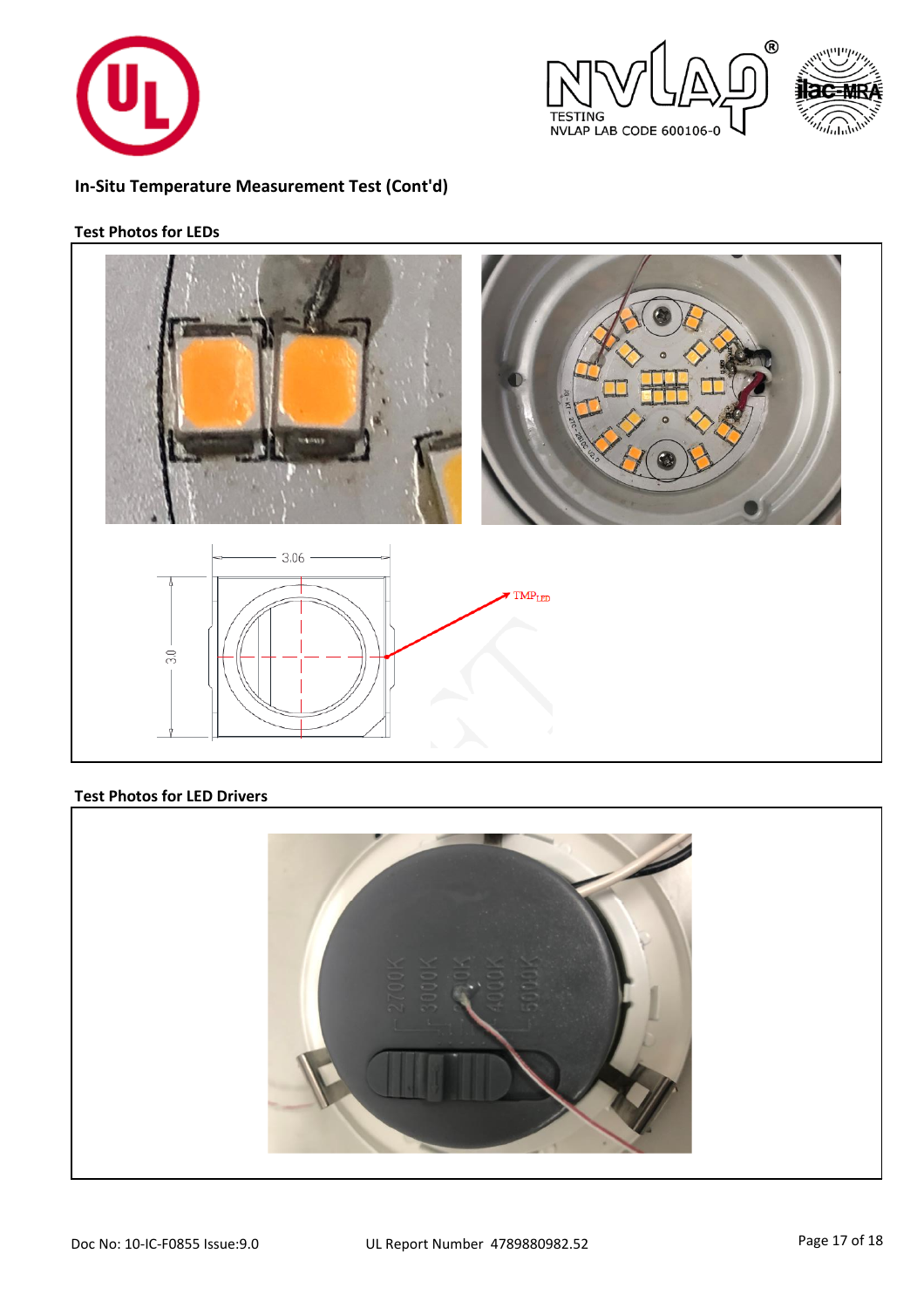## In-Situ Temperature Measurement Test (Cont'd)

### Test Photos for LEDs

3.06

3.0

$TMP_{LED}$

### Test Photos for LED Drivers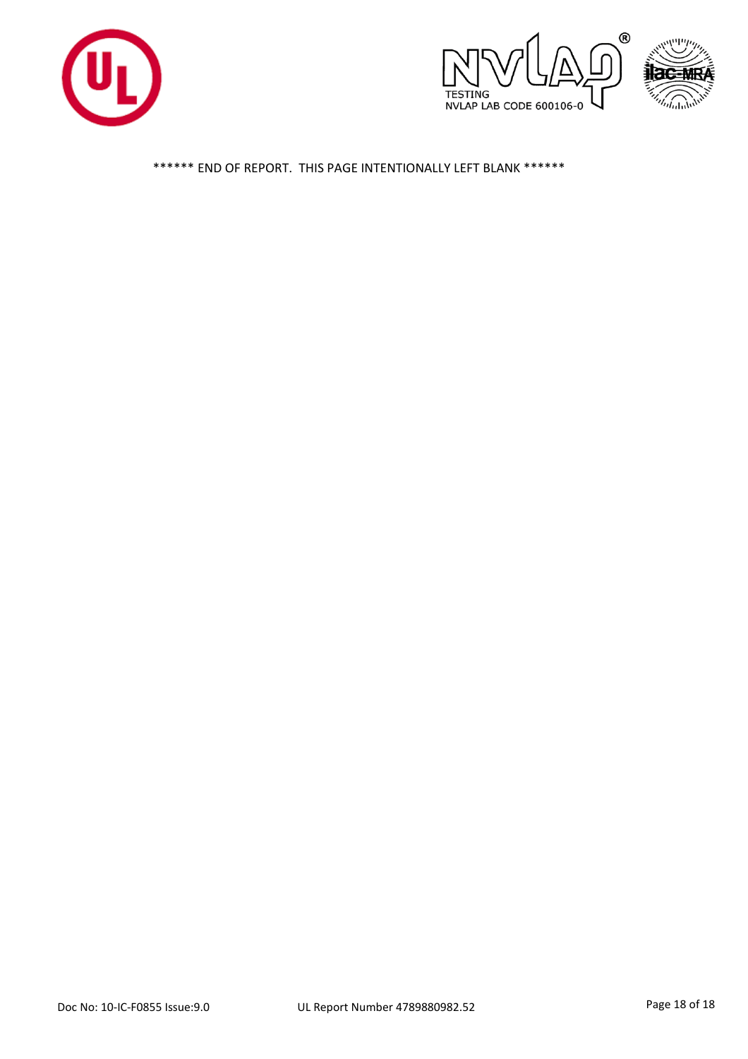****** END OF REPORT.  THIS PAGE INTENTIONALLY LEFT BLANK ******